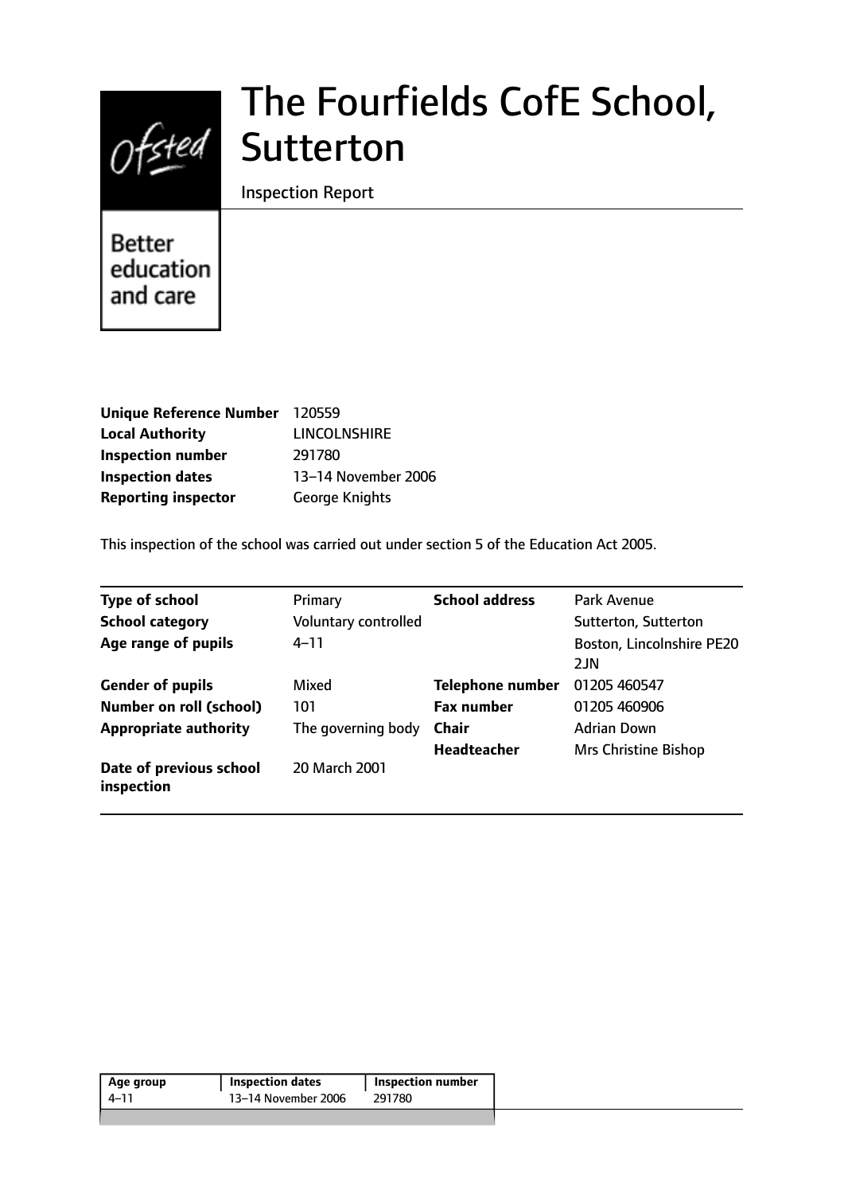# The Fourfields CofE School, Sutterton

Inspection Report

Better education and care

| | |
|---|---|
| **Unique Reference Number** | 120559 |
| **Local Authority** | LINCOLNSHIRE |
| **Inspection number** | 291780 |
| **Inspection dates** | 13–14 November 2006 |
| **Reporting inspector** | George Knights |

This inspection of the school was carried out under section 5 of the Education Act 2005.

| | | | |
|---|---|---|---|
| **Type of school** | Primary | **School address** | Park Avenue |
| **School category** | Voluntary controlled | | Sutterton, Sutterton |
| **Age range of pupils** | 4–11 | | Boston, Lincolnshire PE20 2JN |
| **Gender of pupils** | Mixed | **Telephone number** | 01205 460547 |
| **Number on roll (school)** | 101 | **Fax number** | 01205 460906 |
| **Appropriate authority** | The governing body | **Chair** | Adrian Down |
| | | **Headteacher** | Mrs Christine Bishop |
| **Date of previous school inspection** | 20 March 2001 | | |

| Age group | Inspection dates | Inspection number |
|---|---|---|
| 4–11 | 13–14 November 2006 | 291780 |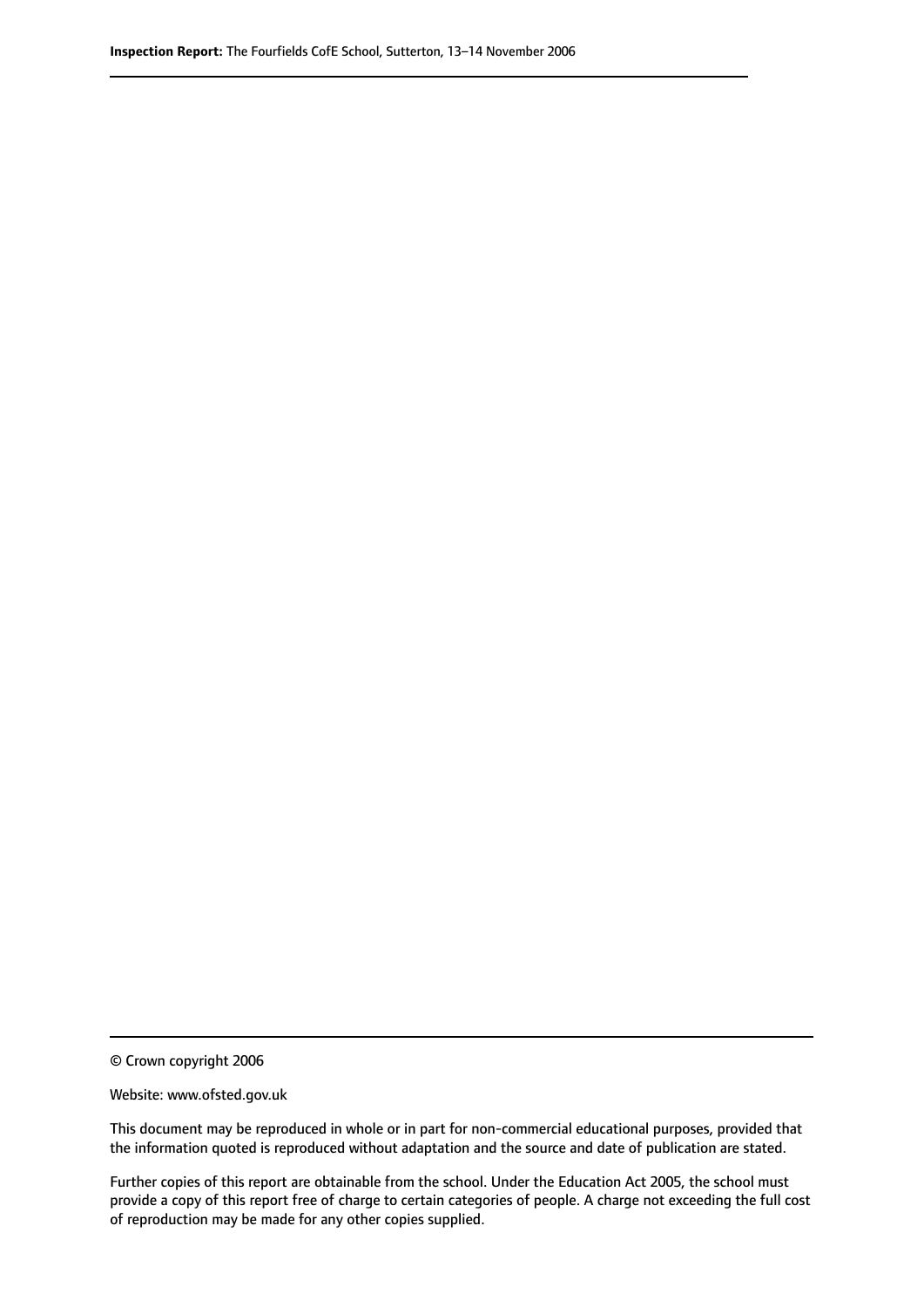© Crown copyright 2006

Website: www.ofsted.gov.uk

This document may be reproduced in whole or in part for non-commercial educational purposes, provided that the information quoted is reproduced without adaptation and the source and date of publication are stated.

Further copies of this report are obtainable from the school. Under the Education Act 2005, the school must provide a copy of this report free of charge to certain categories of people. A charge not exceeding the full cost of reproduction may be made for any other copies supplied.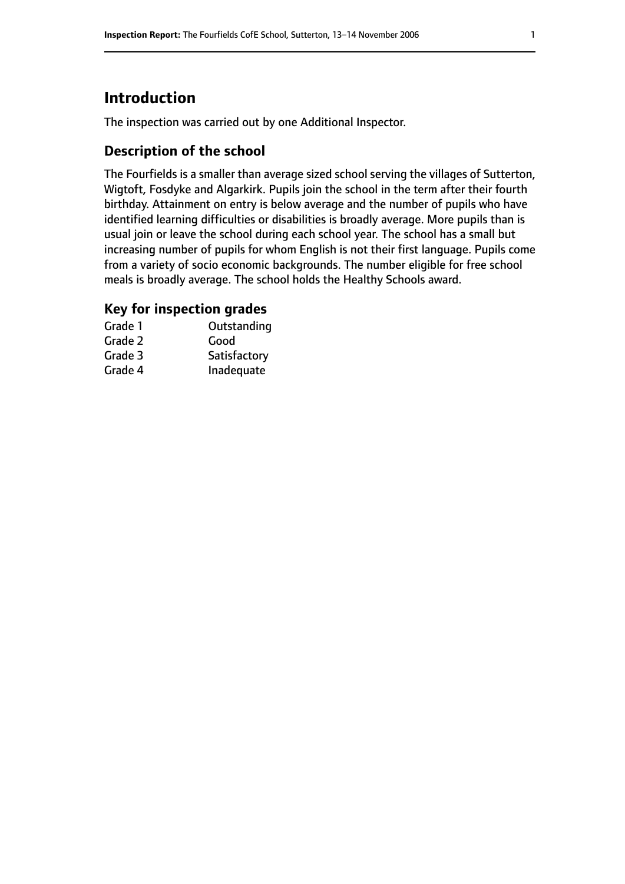# Introduction

The inspection was carried out by one Additional Inspector.

## Description of the school

The Fourfields is a smaller than average sized school serving the villages of Sutterton, Wigtoft, Fosdyke and Algarkirk. Pupils join the school in the term after their fourth birthday. Attainment on entry is below average and the number of pupils who have identified learning difficulties or disabilities is broadly average. More pupils than is usual join or leave the school during each school year. The school has a small but increasing number of pupils for whom English is not their first language. Pupils come from a variety of socio economic backgrounds. The number eligible for free school meals is broadly average. The school holds the Healthy Schools award.

## Key for inspection grades

| | |
|---|---|
| Grade 1 | Outstanding |
| Grade 2 | Good |
| Grade 3 | Satisfactory |
| Grade 4 | Inadequate |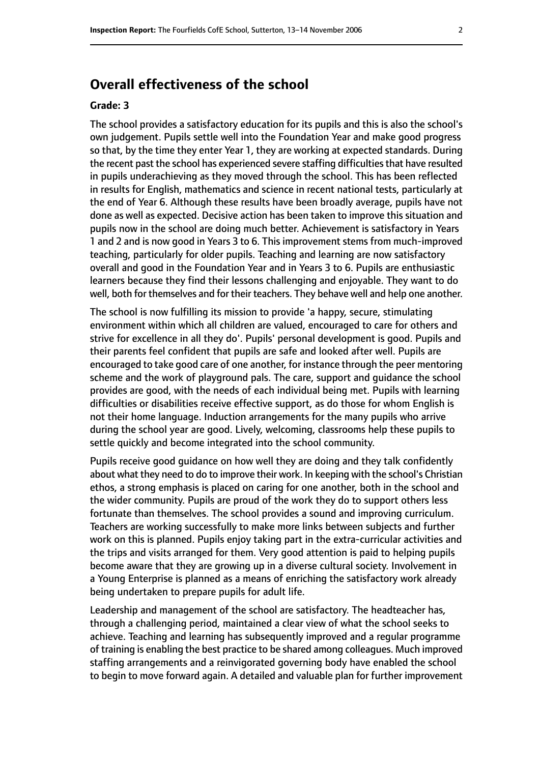## Overall effectiveness of the school

### Grade: 3

The school provides a satisfactory education for its pupils and this is also the school's own judgement. Pupils settle well into the Foundation Year and make good progress so that, by the time they enter Year 1, they are working at expected standards. During the recent past the school has experienced severe staffing difficulties that have resulted in pupils underachieving as they moved through the school. This has been reflected in results for English, mathematics and science in recent national tests, particularly at the end of Year 6. Although these results have been broadly average, pupils have not done as well as expected. Decisive action has been taken to improve this situation and pupils now in the school are doing much better. Achievement is satisfactory in Years 1 and 2 and is now good in Years 3 to 6. This improvement stems from much-improved teaching, particularly for older pupils. Teaching and learning are now satisfactory overall and good in the Foundation Year and in Years 3 to 6. Pupils are enthusiastic learners because they find their lessons challenging and enjoyable. They want to do well, both for themselves and for their teachers. They behave well and help one another.

The school is now fulfilling its mission to provide 'a happy, secure, stimulating environment within which all children are valued, encouraged to care for others and strive for excellence in all they do'. Pupils' personal development is good. Pupils and their parents feel confident that pupils are safe and looked after well. Pupils are encouraged to take good care of one another, for instance through the peer mentoring scheme and the work of playground pals. The care, support and guidance the school provides are good, with the needs of each individual being met. Pupils with learning difficulties or disabilities receive effective support, as do those for whom English is not their home language. Induction arrangements for the many pupils who arrive during the school year are good. Lively, welcoming, classrooms help these pupils to settle quickly and become integrated into the school community.

Pupils receive good guidance on how well they are doing and they talk confidently about what they need to do to improve their work. In keeping with the school's Christian ethos, a strong emphasis is placed on caring for one another, both in the school and the wider community. Pupils are proud of the work they do to support others less fortunate than themselves. The school provides a sound and improving curriculum. Teachers are working successfully to make more links between subjects and further work on this is planned. Pupils enjoy taking part in the extra-curricular activities and the trips and visits arranged for them. Very good attention is paid to helping pupils become aware that they are growing up in a diverse cultural society. Involvement in a Young Enterprise is planned as a means of enriching the satisfactory work already being undertaken to prepare pupils for adult life.

Leadership and management of the school are satisfactory. The headteacher has, through a challenging period, maintained a clear view of what the school seeks to achieve. Teaching and learning has subsequently improved and a regular programme of training is enabling the best practice to be shared among colleagues. Much improved staffing arrangements and a reinvigorated governing body have enabled the school to begin to move forward again. A detailed and valuable plan for further improvement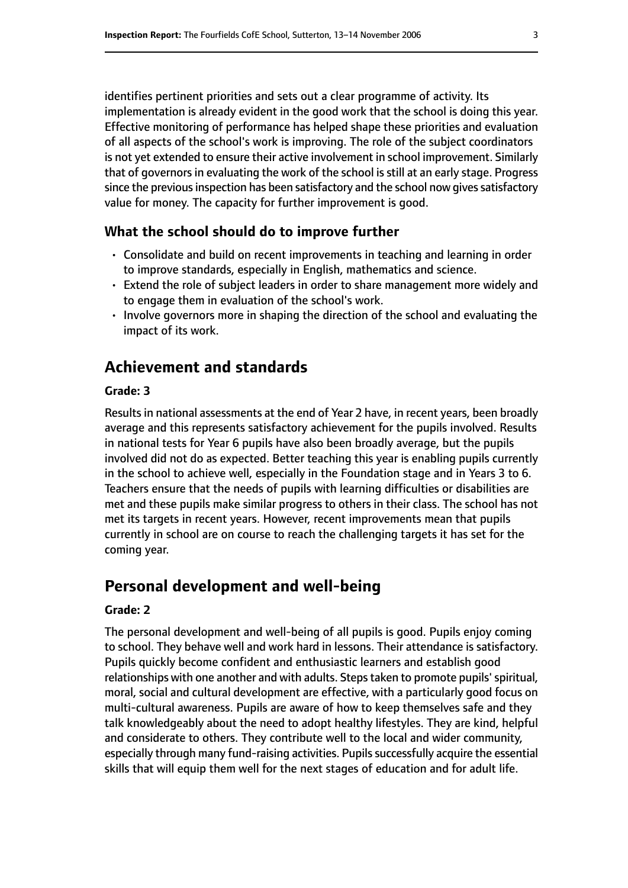identifies pertinent priorities and sets out a clear programme of activity. Its implementation is already evident in the good work that the school is doing this year. Effective monitoring of performance has helped shape these priorities and evaluation of all aspects of the school's work is improving. The role of the subject coordinators is not yet extended to ensure their active involvement in school improvement. Similarly that of governors in evaluating the work of the school is still at an early stage. Progress since the previous inspection has been satisfactory and the school now gives satisfactory value for money. The capacity for further improvement is good.

### What the school should do to improve further

- Consolidate and build on recent improvements in teaching and learning in order to improve standards, especially in English, mathematics and science.
- Extend the role of subject leaders in order to share management more widely and to engage them in evaluation of the school's work.
- Involve governors more in shaping the direction of the school and evaluating the impact of its work.

## Achievement and standards

**Grade: 3**

Results in national assessments at the end of Year 2 have, in recent years, been broadly average and this represents satisfactory achievement for the pupils involved. Results in national tests for Year 6 pupils have also been broadly average, but the pupils involved did not do as expected. Better teaching this year is enabling pupils currently in the school to achieve well, especially in the Foundation stage and in Years 3 to 6. Teachers ensure that the needs of pupils with learning difficulties or disabilities are met and these pupils make similar progress to others in their class. The school has not met its targets in recent years. However, recent improvements mean that pupils currently in school are on course to reach the challenging targets it has set for the coming year.

## Personal development and well-being

**Grade: 2**

The personal development and well-being of all pupils is good. Pupils enjoy coming to school. They behave well and work hard in lessons. Their attendance is satisfactory. Pupils quickly become confident and enthusiastic learners and establish good relationships with one another and with adults. Steps taken to promote pupils' spiritual, moral, social and cultural development are effective, with a particularly good focus on multi-cultural awareness. Pupils are aware of how to keep themselves safe and they talk knowledgeably about the need to adopt healthy lifestyles. They are kind, helpful and considerate to others. They contribute well to the local and wider community, especially through many fund-raising activities. Pupils successfully acquire the essential skills that will equip them well for the next stages of education and for adult life.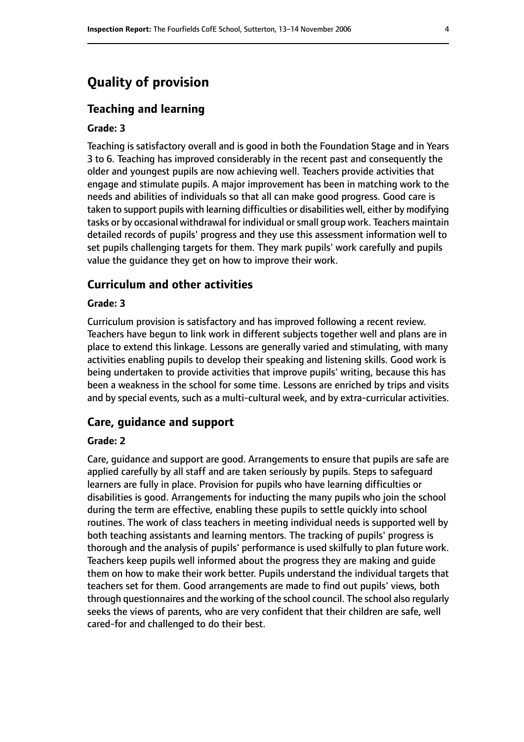# Quality of provision

## Teaching and learning

### Grade: 3

Teaching is satisfactory overall and is good in both the Foundation Stage and in Years 3 to 6. Teaching has improved considerably in the recent past and consequently the older and youngest pupils are now achieving well. Teachers provide activities that engage and stimulate pupils. A major improvement has been in matching work to the needs and abilities of individuals so that all can make good progress. Good care is taken to support pupils with learning difficulties or disabilities well, either by modifying tasks or by occasional withdrawal for individual or small group work. Teachers maintain detailed records of pupils' progress and they use this assessment information well to set pupils challenging targets for them. They mark pupils' work carefully and pupils value the guidance they get on how to improve their work.

## Curriculum and other activities

### Grade: 3

Curriculum provision is satisfactory and has improved following a recent review. Teachers have begun to link work in different subjects together well and plans are in place to extend this linkage. Lessons are generally varied and stimulating, with many activities enabling pupils to develop their speaking and listening skills. Good work is being undertaken to provide activities that improve pupils' writing, because this has been a weakness in the school for some time. Lessons are enriched by trips and visits and by special events, such as a multi-cultural week, and by extra-curricular activities.

## Care, guidance and support

### Grade: 2

Care, guidance and support are good. Arrangements to ensure that pupils are safe are applied carefully by all staff and are taken seriously by pupils. Steps to safeguard learners are fully in place. Provision for pupils who have learning difficulties or disabilities is good. Arrangements for inducting the many pupils who join the school during the term are effective, enabling these pupils to settle quickly into school routines. The work of class teachers in meeting individual needs is supported well by both teaching assistants and learning mentors. The tracking of pupils' progress is thorough and the analysis of pupils' performance is used skilfully to plan future work. Teachers keep pupils well informed about the progress they are making and guide them on how to make their work better. Pupils understand the individual targets that teachers set for them. Good arrangements are made to find out pupils' views, both through questionnaires and the working of the school council. The school also regularly seeks the views of parents, who are very confident that their children are safe, well cared-for and challenged to do their best.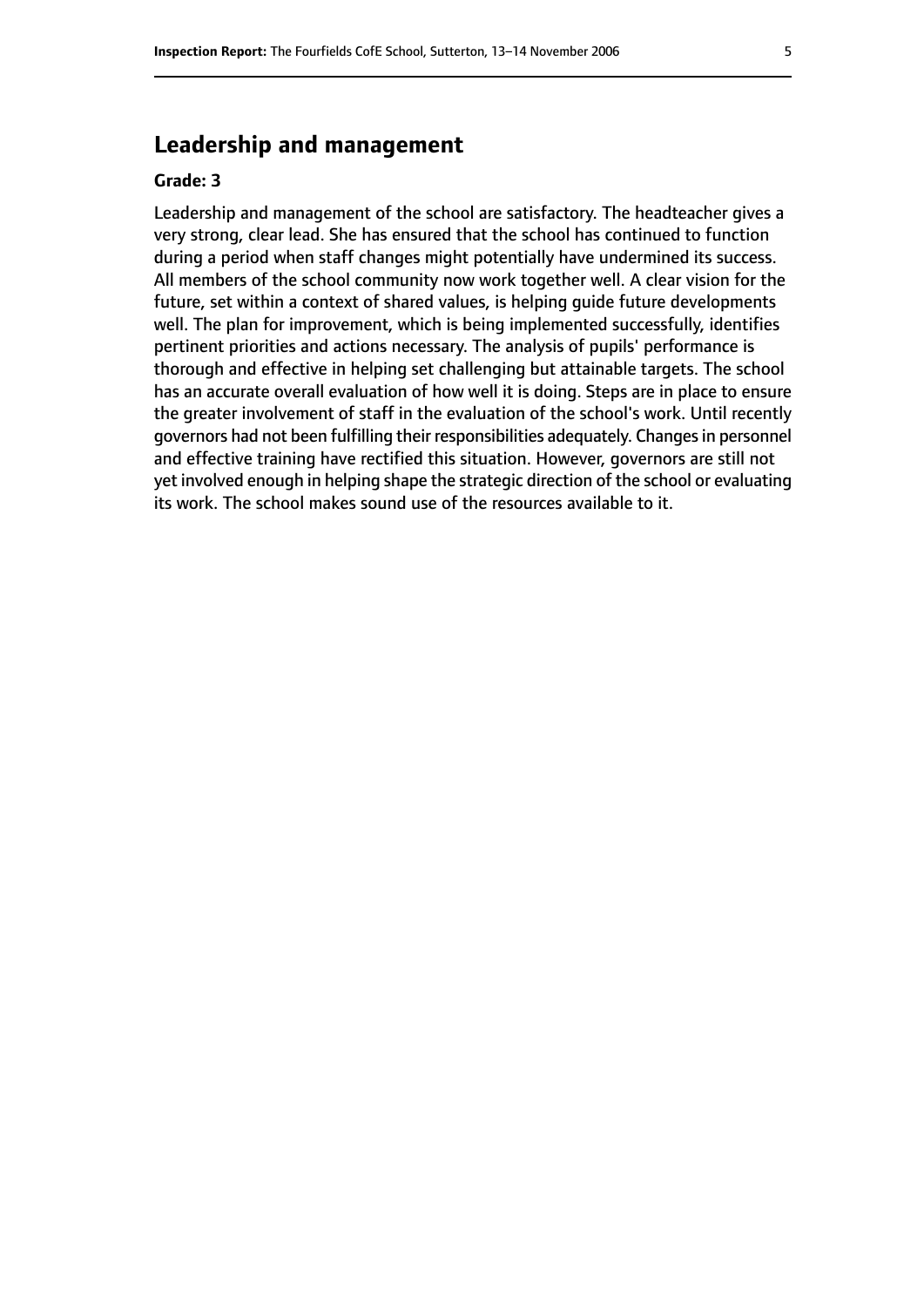## Leadership and management

**Grade: 3**

Leadership and management of the school are satisfactory. The headteacher gives a very strong, clear lead. She has ensured that the school has continued to function during a period when staff changes might potentially have undermined its success. All members of the school community now work together well. A clear vision for the future, set within a context of shared values, is helping guide future developments well. The plan for improvement, which is being implemented successfully, identifies pertinent priorities and actions necessary. The analysis of pupils' performance is thorough and effective in helping set challenging but attainable targets. The school has an accurate overall evaluation of how well it is doing. Steps are in place to ensure the greater involvement of staff in the evaluation of the school's work. Until recently governors had not been fulfilling their responsibilities adequately. Changes in personnel and effective training have rectified this situation. However, governors are still not yet involved enough in helping shape the strategic direction of the school or evaluating its work. The school makes sound use of the resources available to it.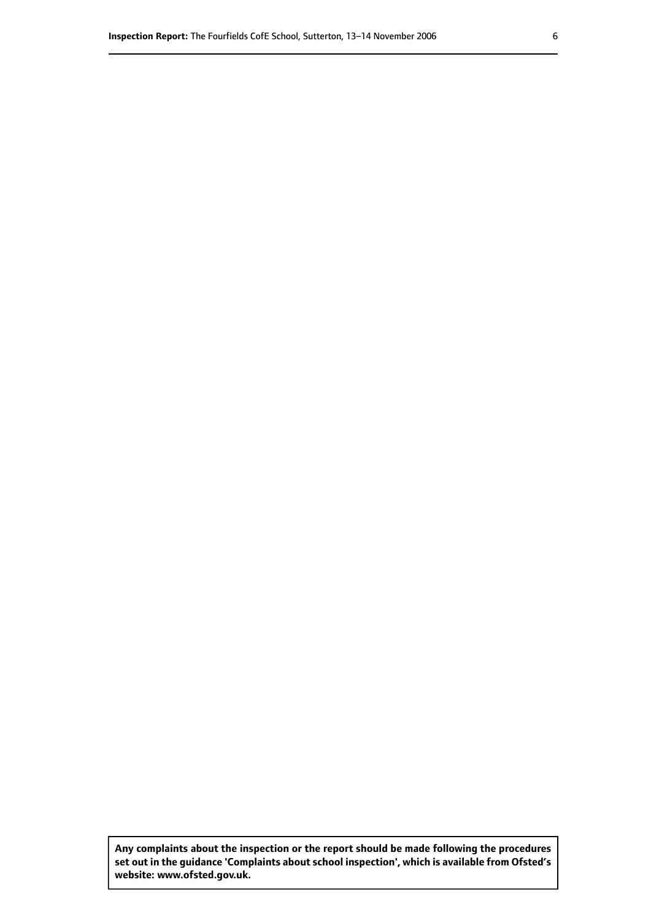**Any complaints about the inspection or the report should be made following the procedures set out in the guidance 'Complaints about school inspection', which is available from Ofsted's website: www.ofsted.gov.uk.**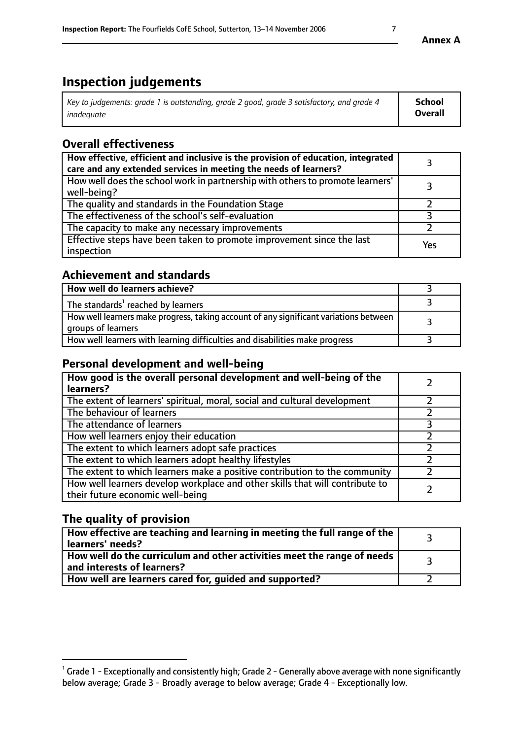**Annex A**

# Inspection judgements

| *Key to judgements: grade 1 is outstanding, grade 2 good, grade 3 satisfactory, and grade 4 inadequate* | **School Overall** |
|---|---|

## Overall effectiveness

| | |
|---|---|
| **How effective, efficient and inclusive is the provision of education, integrated care and any extended services in meeting the needs of learners?** | 3 |
| How well does the school work in partnership with others to promote learners' well-being? | 3 |
| The quality and standards in the Foundation Stage | 2 |
| The effectiveness of the school's self-evaluation | 3 |
| The capacity to make any necessary improvements | 2 |
| Effective steps have been taken to promote improvement since the last inspection | Yes |

## Achievement and standards

| | |
|---|---|
| **How well do learners achieve?** | 3 |
| The standards[1] reached by learners | 3 |
| How well learners make progress, taking account of any significant variations between groups of learners | 3 |
| How well learners with learning difficulties and disabilities make progress | 3 |

## Personal development and well-being

| | |
|---|---|
| **How good is the overall personal development and well-being of the learners?** | 2 |
| The extent of learners' spiritual, moral, social and cultural development | 2 |
| The behaviour of learners | 2 |
| The attendance of learners | 3 |
| How well learners enjoy their education | 2 |
| The extent to which learners adopt safe practices | 2 |
| The extent to which learners adopt healthy lifestyles | 2 |
| The extent to which learners make a positive contribution to the community | 2 |
| How well learners develop workplace and other skills that will contribute to their future economic well-being | 2 |

## The quality of provision

| | |
|---|---|
| **How effective are teaching and learning in meeting the full range of the learners' needs?** | 3 |
| **How well do the curriculum and other activities meet the range of needs and interests of learners?** | 3 |
| **How well are learners cared for, guided and supported?** | 2 |

[1] Grade 1 - Exceptionally and consistently high; Grade 2 - Generally above average with none significantly below average; Grade 3 - Broadly average to below average; Grade 4 - Exceptionally low.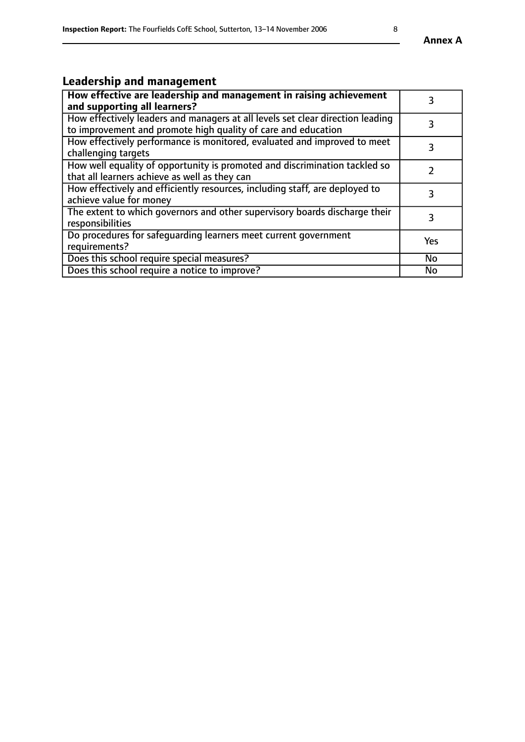## Leadership and management

| How effective are leadership and management in raising achievement and supporting all learners? | 3 |
|---|---|
| How effectively leaders and managers at all levels set clear direction leading to improvement and promote high quality of care and education | 3 |
| How effectively performance is monitored, evaluated and improved to meet challenging targets | 3 |
| How well equality of opportunity is promoted and discrimination tackled so that all learners achieve as well as they can | 2 |
| How effectively and efficiently resources, including staff, are deployed to achieve value for money | 3 |
| The extent to which governors and other supervisory boards discharge their responsibilities | 3 |
| Do procedures for safeguarding learners meet current government requirements? | Yes |
| Does this school require special measures? | No |
| Does this school require a notice to improve? | No |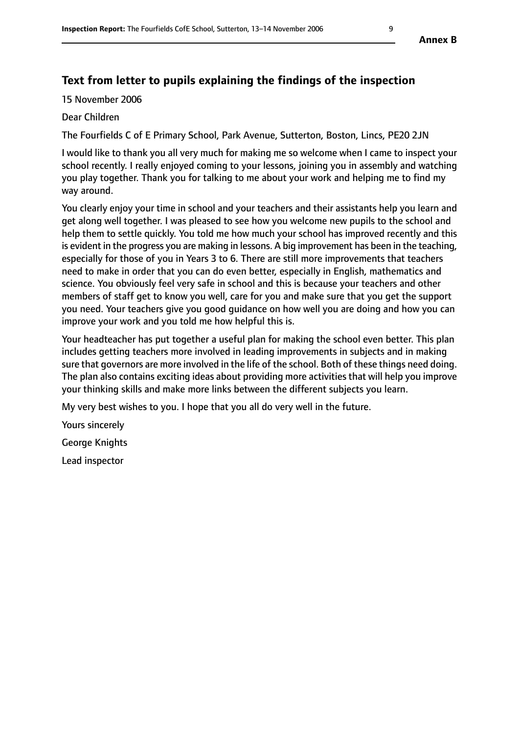## Text from letter to pupils explaining the findings of the inspection

15 November 2006

Dear Children

The Fourfields C of E Primary School, Park Avenue, Sutterton, Boston, Lincs, PE20 2JN

I would like to thank you all very much for making me so welcome when I came to inspect your school recently. I really enjoyed coming to your lessons, joining you in assembly and watching you play together. Thank you for talking to me about your work and helping me to find my way around.

You clearly enjoy your time in school and your teachers and their assistants help you learn and get along well together. I was pleased to see how you welcome new pupils to the school and help them to settle quickly. You told me how much your school has improved recently and this is evident in the progress you are making in lessons. A big improvement has been in the teaching, especially for those of you in Years 3 to 6. There are still more improvements that teachers need to make in order that you can do even better, especially in English, mathematics and science. You obviously feel very safe in school and this is because your teachers and other members of staff get to know you well, care for you and make sure that you get the support you need. Your teachers give you good guidance on how well you are doing and how you can improve your work and you told me how helpful this is.

Your headteacher has put together a useful plan for making the school even better. This plan includes getting teachers more involved in leading improvements in subjects and in making sure that governors are more involved in the life of the school. Both of these things need doing. The plan also contains exciting ideas about providing more activities that will help you improve your thinking skills and make more links between the different subjects you learn.

My very best wishes to you. I hope that you all do very well in the future.

Yours sincerely

George Knights

Lead inspector